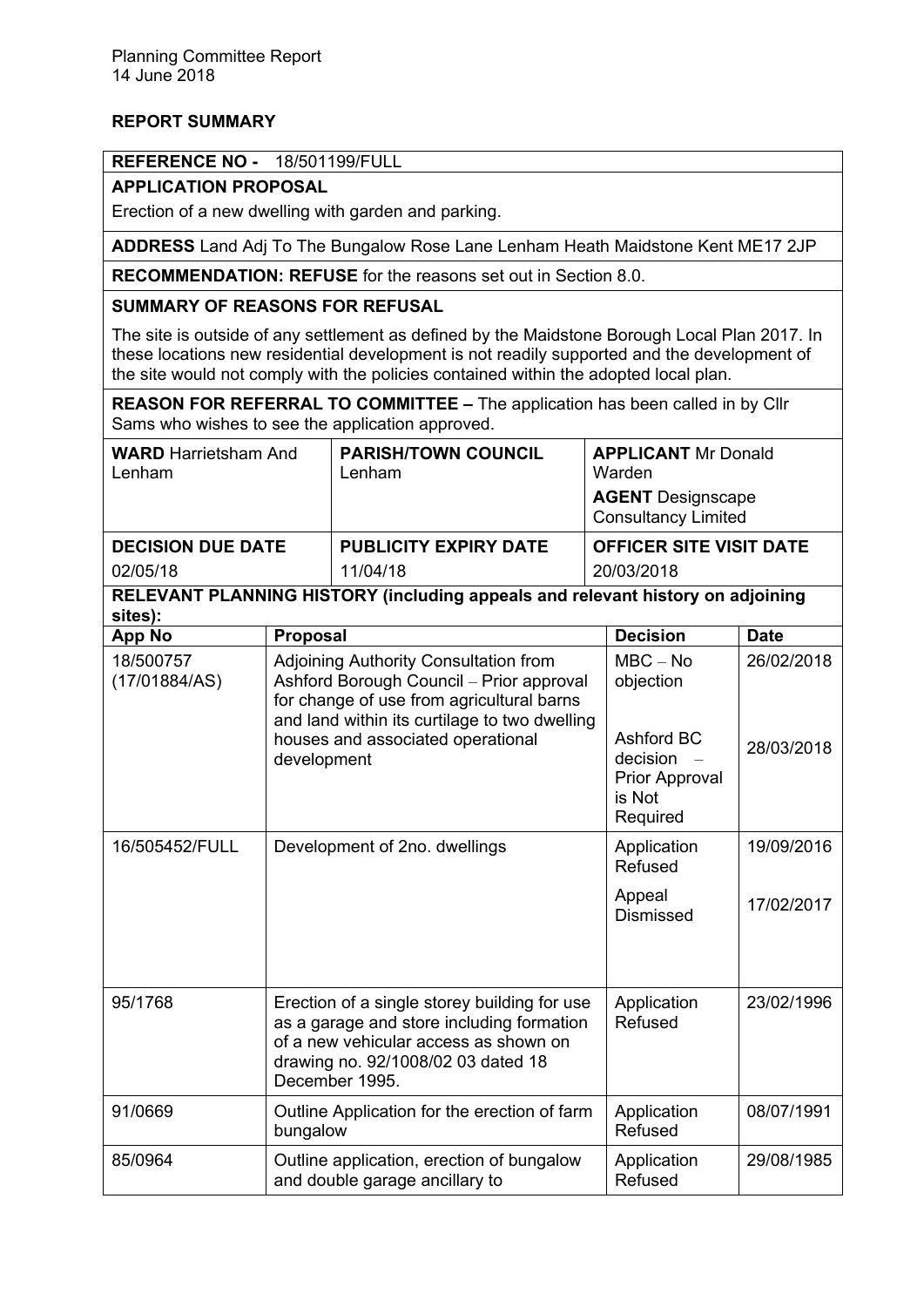Planning Committee Report
14 June 2018

**REPORT SUMMARY**

**REFERENCE NO -** 18/501199/FULL

**APPLICATION PROPOSAL**

Erection of a new dwelling with garden and parking.

**ADDRESS** Land Adj To The Bungalow Rose Lane Lenham Heath Maidstone Kent ME17 2JP

**RECOMMENDATION: REFUSE** for the reasons set out in Section 8.0.

**SUMMARY OF REASONS FOR REFUSAL**

The site is outside of any settlement as defined by the Maidstone Borough Local Plan 2017. In these locations new residential development is not readily supported and the development of the site would not comply with the policies contained within the adopted local plan.

**REASON FOR REFERRAL TO COMMITTEE –** The application has been called in by Cllr Sams who wishes to see the application approved.

| **WARD** Harrietsham And Lenham | **PARISH/TOWN COUNCIL** Lenham | **APPLICANT** Mr Donald Warden<br>**AGENT** Designscape Consultancy Limited |
|---|---|---|
| **DECISION DUE DATE**<br>02/05/18 | **PUBLICITY EXPIRY DATE**<br>11/04/18 | **OFFICER SITE VISIT DATE**<br>20/03/2018 |

**RELEVANT PLANNING HISTORY (including appeals and relevant history on adjoining sites):**

| App No | Proposal | Decision | Date |
|---|---|---|---|
| 18/500757 (17/01884/AS) | Adjoining Authority Consultation from Ashford Borough Council – Prior approval for change of use from agricultural barns and land within its curtilage to two dwelling houses and associated operational development | MBC – No objection<br><br>Ashford BC decision – Prior Approval is Not Required | 26/02/2018<br><br>28/03/2018 |
| 16/505452/FULL | Development of 2no. dwellings | Application Refused<br><br>Appeal Dismissed | 19/09/2016<br><br>17/02/2017 |
| 95/1768 | Erection of a single storey building for use as a garage and store including formation of a new vehicular access as shown on drawing no. 92/1008/02 03 dated 18 December 1995. | Application Refused | 23/02/1996 |
| 91/0669 | Outline Application for the erection of farm bungalow | Application Refused | 08/07/1991 |
| 85/0964 | Outline application, erection of bungalow and double garage ancillary to | Application Refused | 29/08/1985 |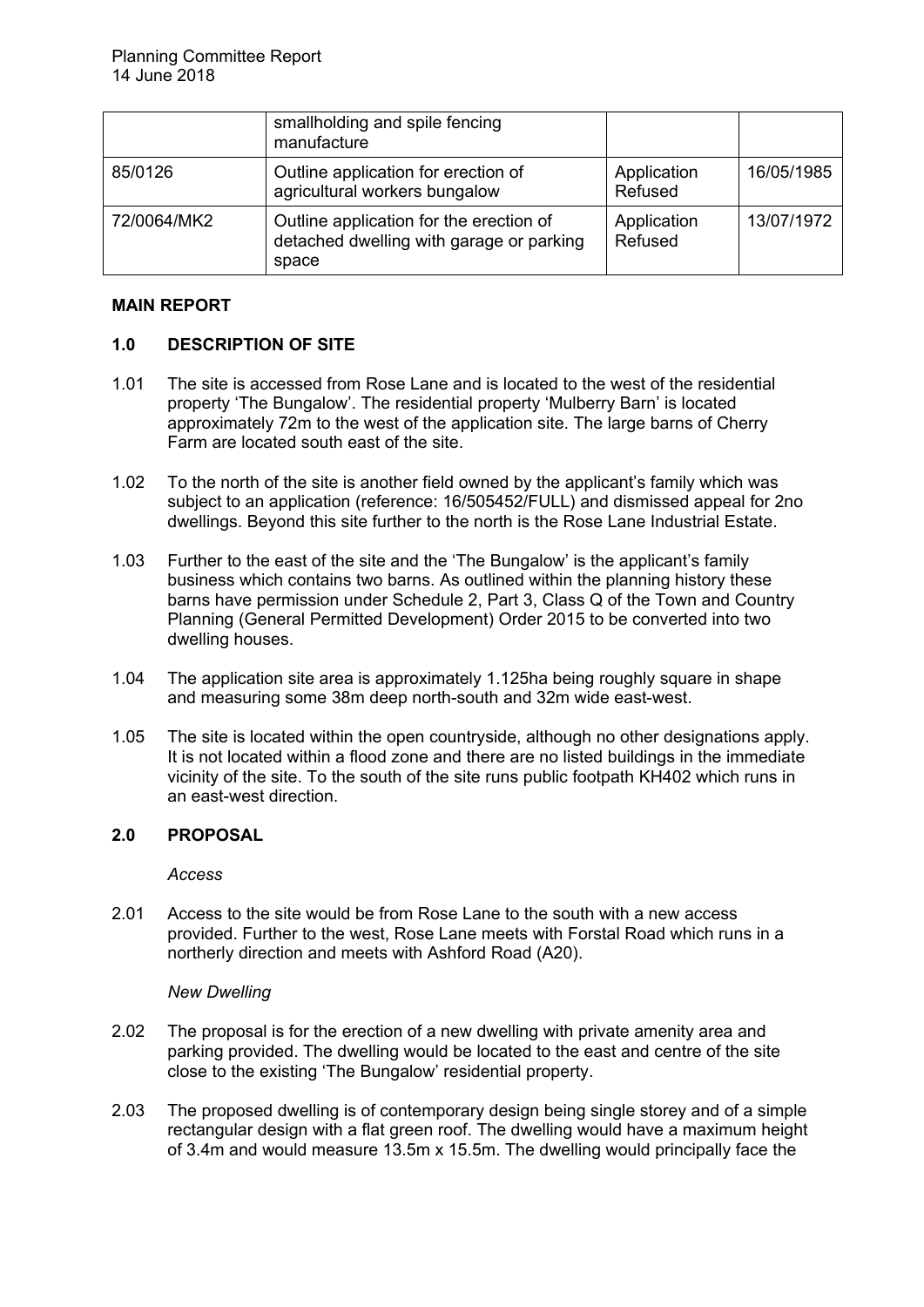| | smallholding and spile fencing manufacture | | |
|---|---|---|---|
| 85/0126 | Outline application for erection of agricultural workers bungalow | Application Refused | 16/05/1985 |
| 72/0064/MK2 | Outline application for the erection of detached dwelling with garage or parking space | Application Refused | 13/07/1972 |

**MAIN REPORT**

**1.0 DESCRIPTION OF SITE**

1.01 The site is accessed from Rose Lane and is located to the west of the residential property 'The Bungalow'. The residential property 'Mulberry Barn' is located approximately 72m to the west of the application site. The large barns of Cherry Farm are located south east of the site.

1.02 To the north of the site is another field owned by the applicant's family which was subject to an application (reference: 16/505452/FULL) and dismissed appeal for 2no dwellings. Beyond this site further to the north is the Rose Lane Industrial Estate.

1.03 Further to the east of the site and the 'The Bungalow' is the applicant's family business which contains two barns. As outlined within the planning history these barns have permission under Schedule 2, Part 3, Class Q of the Town and Country Planning (General Permitted Development) Order 2015 to be converted into two dwelling houses.

1.04 The application site area is approximately 1.125ha being roughly square in shape and measuring some 38m deep north-south and 32m wide east-west.

1.05 The site is located within the open countryside, although no other designations apply. It is not located within a flood zone and there are no listed buildings in the immediate vicinity of the site. To the south of the site runs public footpath KH402 which runs in an east-west direction.

**2.0 PROPOSAL**

*Access*

2.01 Access to the site would be from Rose Lane to the south with a new access provided. Further to the west, Rose Lane meets with Forstal Road which runs in a northerly direction and meets with Ashford Road (A20).

*New Dwelling*

2.02 The proposal is for the erection of a new dwelling with private amenity area and parking provided. The dwelling would be located to the east and centre of the site close to the existing 'The Bungalow' residential property.

2.03 The proposed dwelling is of contemporary design being single storey and of a simple rectangular design with a flat green roof. The dwelling would have a maximum height of 3.4m and would measure 13.5m x 15.5m. The dwelling would principally face the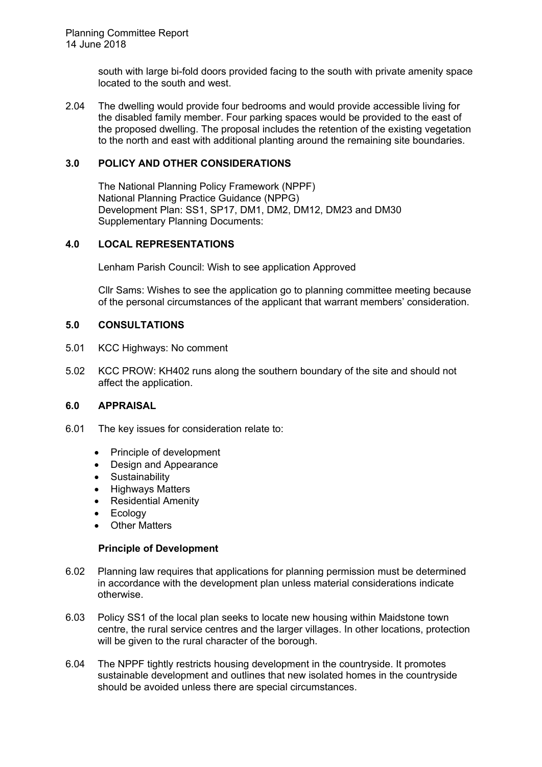south with large bi-fold doors provided facing to the south with private amenity space located to the south and west.

2.04 The dwelling would provide four bedrooms and would provide accessible living for the disabled family member. Four parking spaces would be provided to the east of the proposed dwelling. The proposal includes the retention of the existing vegetation to the north and east with additional planting around the remaining site boundaries.

## 3.0 POLICY AND OTHER CONSIDERATIONS

The National Planning Policy Framework (NPPF)
National Planning Practice Guidance (NPPG)
Development Plan: SS1, SP17, DM1, DM2, DM12, DM23 and DM30
Supplementary Planning Documents:

## 4.0 LOCAL REPRESENTATIONS

Lenham Parish Council: Wish to see application Approved

Cllr Sams: Wishes to see the application go to planning committee meeting because of the personal circumstances of the applicant that warrant members' consideration.

## 5.0 CONSULTATIONS

5.01 KCC Highways: No comment

5.02 KCC PROW: KH402 runs along the southern boundary of the site and should not affect the application.

## 6.0 APPRAISAL

6.01 The key issues for consideration relate to:

- Principle of development
- Design and Appearance
- Sustainability
- Highways Matters
- Residential Amenity
- Ecology
- Other Matters

**Principle of Development**

6.02 Planning law requires that applications for planning permission must be determined in accordance with the development plan unless material considerations indicate otherwise.

6.03 Policy SS1 of the local plan seeks to locate new housing within Maidstone town centre, the rural service centres and the larger villages. In other locations, protection will be given to the rural character of the borough.

6.04 The NPPF tightly restricts housing development in the countryside. It promotes sustainable development and outlines that new isolated homes in the countryside should be avoided unless there are special circumstances.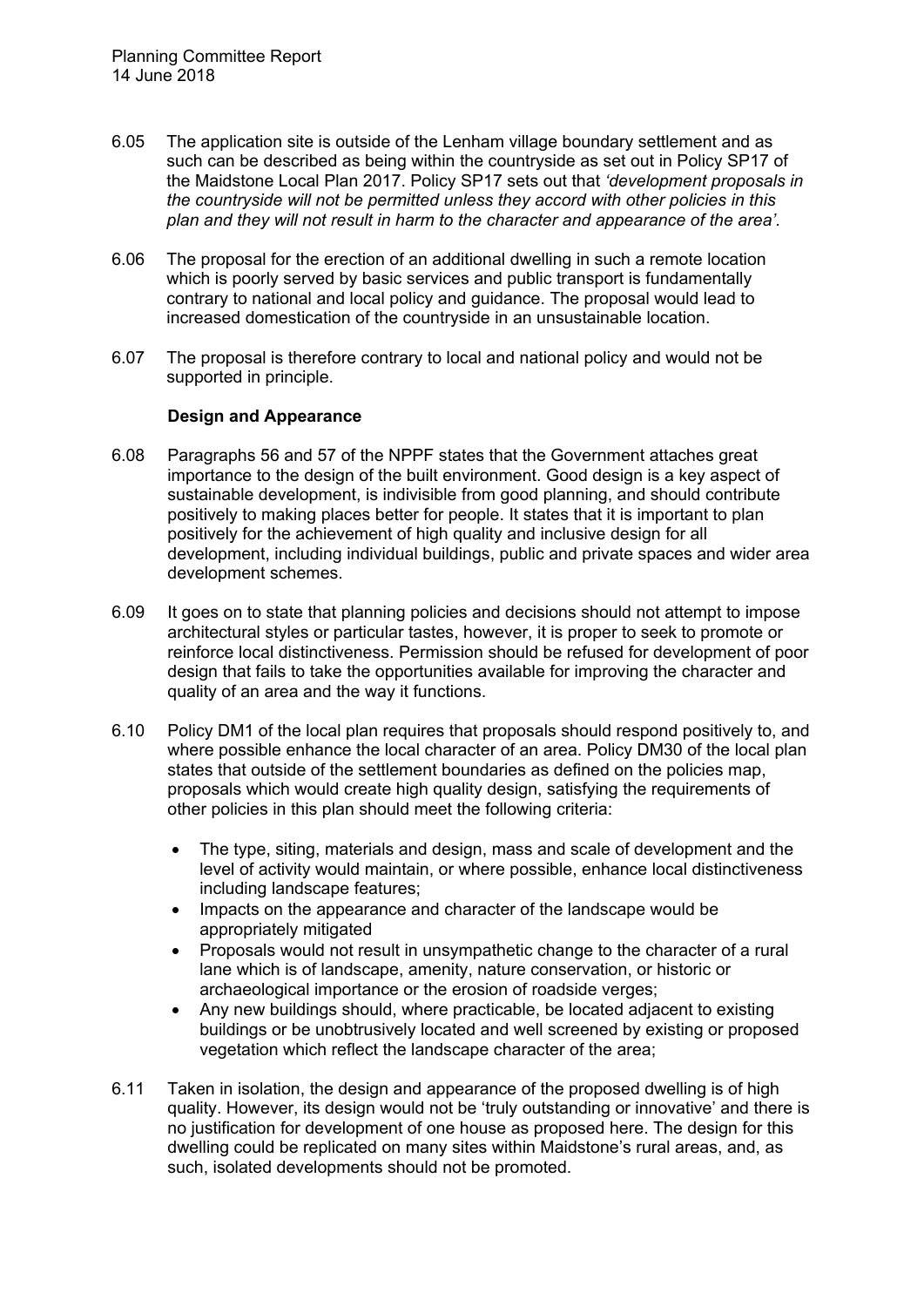6.05 The application site is outside of the Lenham village boundary settlement and as such can be described as being within the countryside as set out in Policy SP17 of the Maidstone Local Plan 2017. Policy SP17 sets out that *'development proposals in the countryside will not be permitted unless they accord with other policies in this plan and they will not result in harm to the character and appearance of the area'.*

6.06 The proposal for the erection of an additional dwelling in such a remote location which is poorly served by basic services and public transport is fundamentally contrary to national and local policy and guidance. The proposal would lead to increased domestication of the countryside in an unsustainable location.

6.07 The proposal is therefore contrary to local and national policy and would not be supported in principle.

**Design and Appearance**

6.08 Paragraphs 56 and 57 of the NPPF states that the Government attaches great importance to the design of the built environment. Good design is a key aspect of sustainable development, is indivisible from good planning, and should contribute positively to making places better for people. It states that it is important to plan positively for the achievement of high quality and inclusive design for all development, including individual buildings, public and private spaces and wider area development schemes.

6.09 It goes on to state that planning policies and decisions should not attempt to impose architectural styles or particular tastes, however, it is proper to seek to promote or reinforce local distinctiveness. Permission should be refused for development of poor design that fails to take the opportunities available for improving the character and quality of an area and the way it functions.

6.10 Policy DM1 of the local plan requires that proposals should respond positively to, and where possible enhance the local character of an area. Policy DM30 of the local plan states that outside of the settlement boundaries as defined on the policies map, proposals which would create high quality design, satisfying the requirements of other policies in this plan should meet the following criteria:

- The type, siting, materials and design, mass and scale of development and the level of activity would maintain, or where possible, enhance local distinctiveness including landscape features;
- Impacts on the appearance and character of the landscape would be appropriately mitigated
- Proposals would not result in unsympathetic change to the character of a rural lane which is of landscape, amenity, nature conservation, or historic or archaeological importance or the erosion of roadside verges;
- Any new buildings should, where practicable, be located adjacent to existing buildings or be unobtrusively located and well screened by existing or proposed vegetation which reflect the landscape character of the area;

6.11 Taken in isolation, the design and appearance of the proposed dwelling is of high quality. However, its design would not be 'truly outstanding or innovative' and there is no justification for development of one house as proposed here. The design for this dwelling could be replicated on many sites within Maidstone's rural areas, and, as such, isolated developments should not be promoted.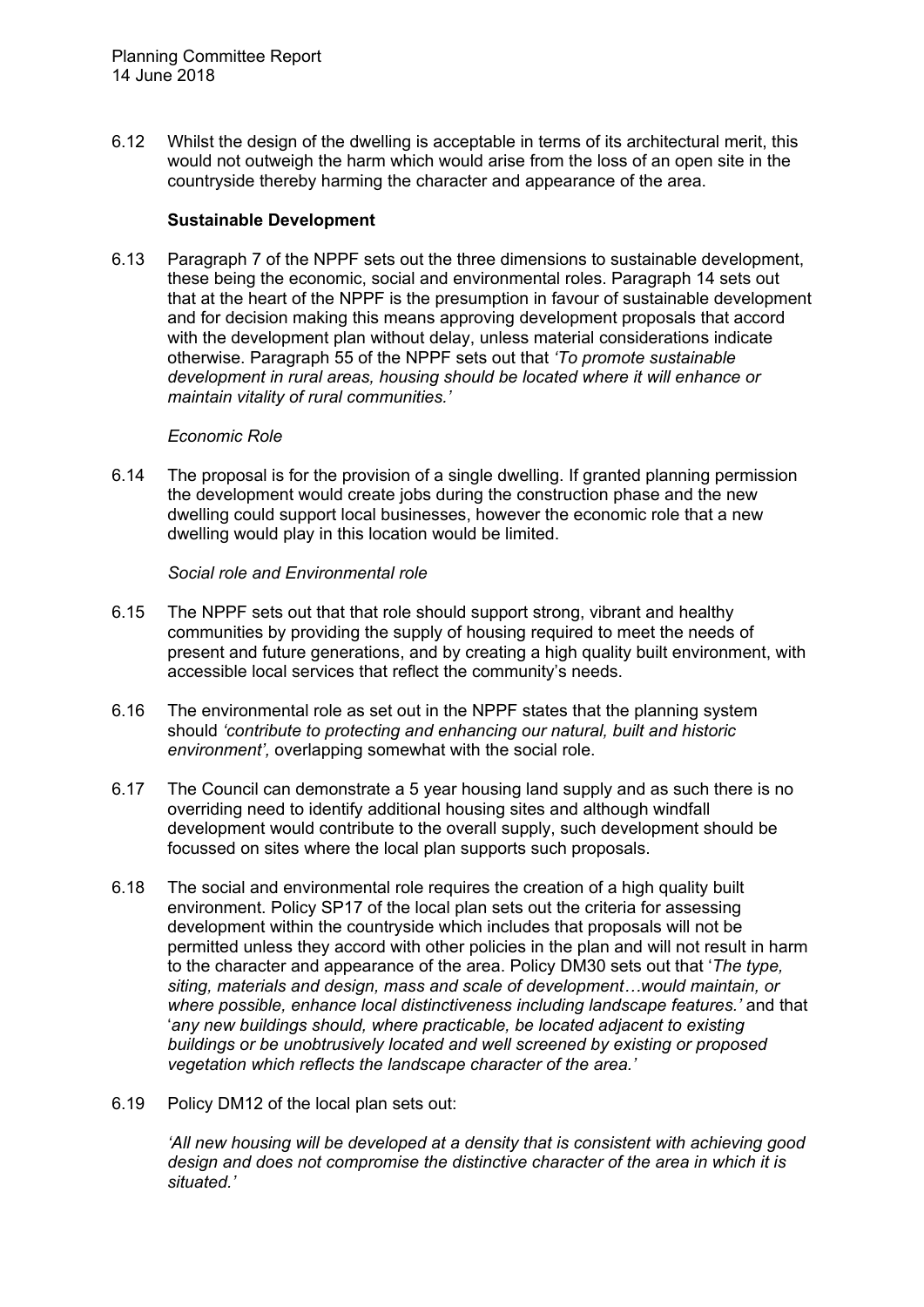6.12 Whilst the design of the dwelling is acceptable in terms of its architectural merit, this would not outweigh the harm which would arise from the loss of an open site in the countryside thereby harming the character and appearance of the area.

**Sustainable Development**

6.13 Paragraph 7 of the NPPF sets out the three dimensions to sustainable development, these being the economic, social and environmental roles. Paragraph 14 sets out that at the heart of the NPPF is the presumption in favour of sustainable development and for decision making this means approving development proposals that accord with the development plan without delay, unless material considerations indicate otherwise. Paragraph 55 of the NPPF sets out that *'To promote sustainable development in rural areas, housing should be located where it will enhance or maintain vitality of rural communities.'*

*Economic Role*

6.14 The proposal is for the provision of a single dwelling. If granted planning permission the development would create jobs during the construction phase and the new dwelling could support local businesses, however the economic role that a new dwelling would play in this location would be limited.

*Social role and Environmental role*

6.15 The NPPF sets out that that role should support strong, vibrant and healthy communities by providing the supply of housing required to meet the needs of present and future generations, and by creating a high quality built environment, with accessible local services that reflect the community's needs.

6.16 The environmental role as set out in the NPPF states that the planning system should *'contribute to protecting and enhancing our natural, built and historic environment',* overlapping somewhat with the social role.

6.17 The Council can demonstrate a 5 year housing land supply and as such there is no overriding need to identify additional housing sites and although windfall development would contribute to the overall supply, such development should be focussed on sites where the local plan supports such proposals.

6.18 The social and environmental role requires the creation of a high quality built environment. Policy SP17 of the local plan sets out the criteria for assessing development within the countryside which includes that proposals will not be permitted unless they accord with other policies in the plan and will not result in harm to the character and appearance of the area. Policy DM30 sets out that '*The type, siting, materials and design, mass and scale of development…would maintain, or where possible, enhance local distinctiveness including landscape features.'* and that '*any new buildings should, where practicable, be located adjacent to existing buildings or be unobtrusively located and well screened by existing or proposed vegetation which reflects the landscape character of the area.'*

6.19 Policy DM12 of the local plan sets out:

*'All new housing will be developed at a density that is consistent with achieving good design and does not compromise the distinctive character of the area in which it is situated.'*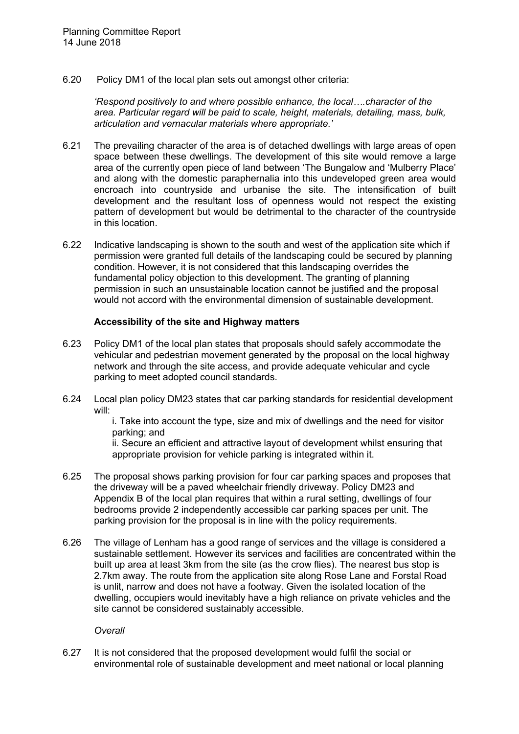6.20 Policy DM1 of the local plan sets out amongst other criteria:

> *'Respond positively to and where possible enhance, the local….character of the area. Particular regard will be paid to scale, height, materials, detailing, mass, bulk, articulation and vernacular materials where appropriate.'*

6.21 The prevailing character of the area is of detached dwellings with large areas of open space between these dwellings. The development of this site would remove a large area of the currently open piece of land between 'The Bungalow and 'Mulberry Place' and along with the domestic paraphernalia into this undeveloped green area would encroach into countryside and urbanise the site. The intensification of built development and the resultant loss of openness would not respect the existing pattern of development but would be detrimental to the character of the countryside in this location.

6.22 Indicative landscaping is shown to the south and west of the application site which if permission were granted full details of the landscaping could be secured by planning condition. However, it is not considered that this landscaping overrides the fundamental policy objection to this development. The granting of planning permission in such an unsustainable location cannot be justified and the proposal would not accord with the environmental dimension of sustainable development.

**Accessibility of the site and Highway matters**

6.23 Policy DM1 of the local plan states that proposals should safely accommodate the vehicular and pedestrian movement generated by the proposal on the local highway network and through the site access, and provide adequate vehicular and cycle parking to meet adopted council standards.

6.24 Local plan policy DM23 states that car parking standards for residential development will:

i. Take into account the type, size and mix of dwellings and the need for visitor parking; and

ii. Secure an efficient and attractive layout of development whilst ensuring that appropriate provision for vehicle parking is integrated within it.

6.25 The proposal shows parking provision for four car parking spaces and proposes that the driveway will be a paved wheelchair friendly driveway. Policy DM23 and Appendix B of the local plan requires that within a rural setting, dwellings of four bedrooms provide 2 independently accessible car parking spaces per unit. The parking provision for the proposal is in line with the policy requirements.

6.26 The village of Lenham has a good range of services and the village is considered a sustainable settlement. However its services and facilities are concentrated within the built up area at least 3km from the site (as the crow flies). The nearest bus stop is 2.7km away. The route from the application site along Rose Lane and Forstal Road is unlit, narrow and does not have a footway. Given the isolated location of the dwelling, occupiers would inevitably have a high reliance on private vehicles and the site cannot be considered sustainably accessible.

*Overall*

6.27 It is not considered that the proposed development would fulfil the social or environmental role of sustainable development and meet national or local planning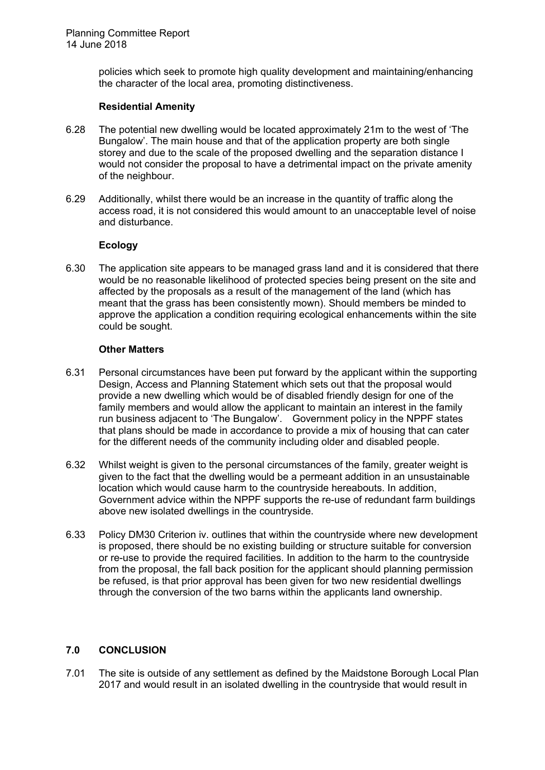policies which seek to promote high quality development and maintaining/enhancing the character of the local area, promoting distinctiveness.

**Residential Amenity**

6.28 The potential new dwelling would be located approximately 21m to the west of 'The Bungalow'. The main house and that of the application property are both single storey and due to the scale of the proposed dwelling and the separation distance I would not consider the proposal to have a detrimental impact on the private amenity of the neighbour.

6.29 Additionally, whilst there would be an increase in the quantity of traffic along the access road, it is not considered this would amount to an unacceptable level of noise and disturbance.

**Ecology**

6.30 The application site appears to be managed grass land and it is considered that there would be no reasonable likelihood of protected species being present on the site and affected by the proposals as a result of the management of the land (which has meant that the grass has been consistently mown). Should members be minded to approve the application a condition requiring ecological enhancements within the site could be sought.

**Other Matters**

6.31 Personal circumstances have been put forward by the applicant within the supporting Design, Access and Planning Statement which sets out that the proposal would provide a new dwelling which would be of disabled friendly design for one of the family members and would allow the applicant to maintain an interest in the family run business adjacent to 'The Bungalow'. Government policy in the NPPF states that plans should be made in accordance to provide a mix of housing that can cater for the different needs of the community including older and disabled people.

6.32 Whilst weight is given to the personal circumstances of the family, greater weight is given to the fact that the dwelling would be a permeant addition in an unsustainable location which would cause harm to the countryside hereabouts. In addition, Government advice within the NPPF supports the re-use of redundant farm buildings above new isolated dwellings in the countryside.

6.33 Policy DM30 Criterion iv. outlines that within the countryside where new development is proposed, there should be no existing building or structure suitable for conversion or re-use to provide the required facilities. In addition to the harm to the countryside from the proposal, the fall back position for the applicant should planning permission be refused, is that prior approval has been given for two new residential dwellings through the conversion of the two barns within the applicants land ownership.

## 7.0 CONCLUSION

7.01 The site is outside of any settlement as defined by the Maidstone Borough Local Plan 2017 and would result in an isolated dwelling in the countryside that would result in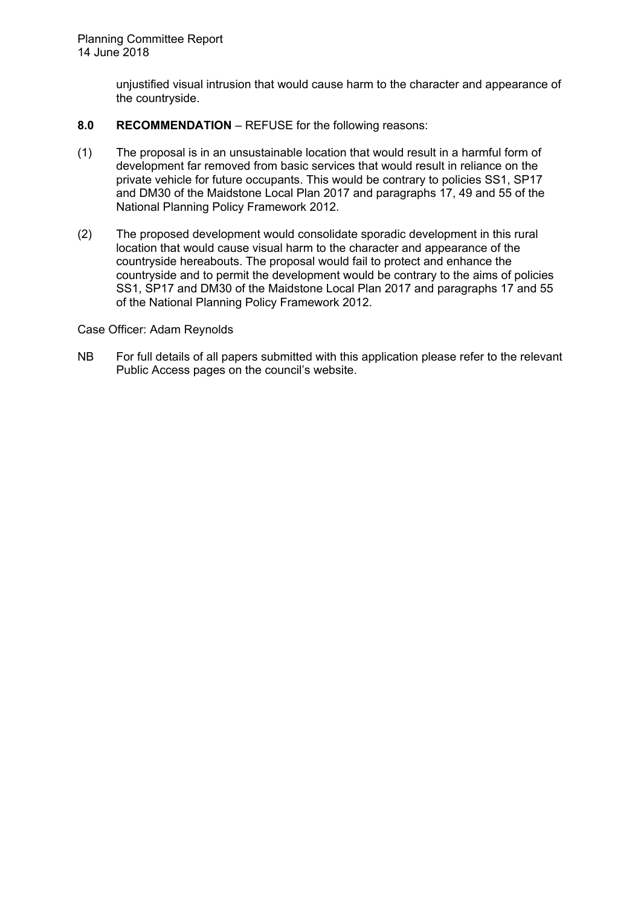unjustified visual intrusion that would cause harm to the character and appearance of the countryside.

**8.0 RECOMMENDATION** – REFUSE for the following reasons:

(1) The proposal is in an unsustainable location that would result in a harmful form of development far removed from basic services that would result in reliance on the private vehicle for future occupants. This would be contrary to policies SS1, SP17 and DM30 of the Maidstone Local Plan 2017 and paragraphs 17, 49 and 55 of the National Planning Policy Framework 2012.

(2) The proposed development would consolidate sporadic development in this rural location that would cause visual harm to the character and appearance of the countryside hereabouts. The proposal would fail to protect and enhance the countryside and to permit the development would be contrary to the aims of policies SS1, SP17 and DM30 of the Maidstone Local Plan 2017 and paragraphs 17 and 55 of the National Planning Policy Framework 2012.

Case Officer: Adam Reynolds

NB For full details of all papers submitted with this application please refer to the relevant Public Access pages on the council's website.